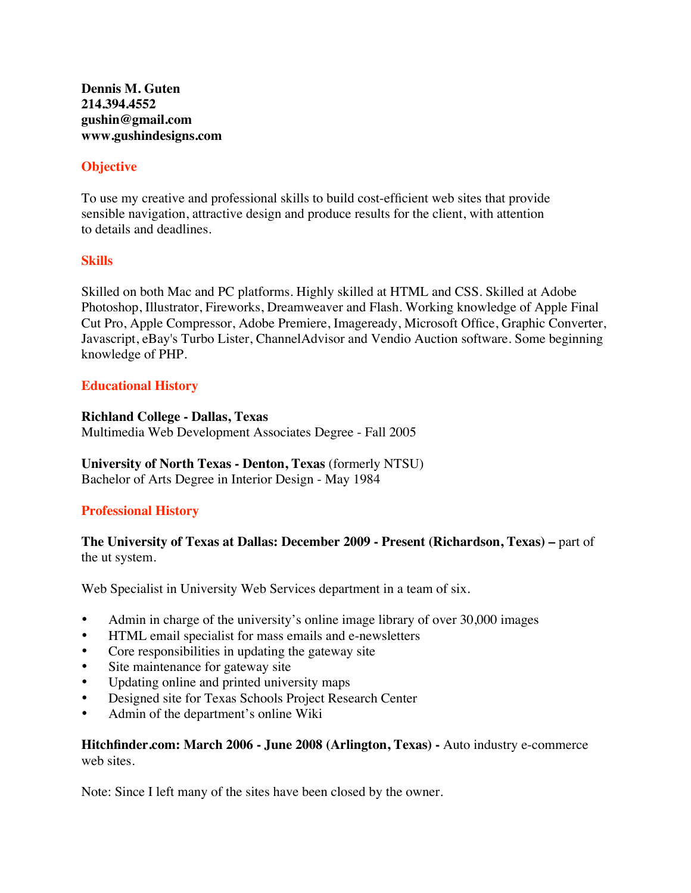**Dennis M. Guten**
**214.394.4552**
**gushin@gmail.com**
**www.gushindesigns.com**

## Objective

To use my creative and professional skills to build cost-efficient web sites that provide sensible navigation, attractive design and produce results for the client, with attention to details and deadlines.

## Skills

Skilled on both Mac and PC platforms. Highly skilled at HTML and CSS. Skilled at Adobe Photoshop, Illustrator, Fireworks, Dreamweaver and Flash. Working knowledge of Apple Final Cut Pro, Apple Compressor, Adobe Premiere, Imageready, Microsoft Office, Graphic Converter, Javascript, eBay's Turbo Lister, ChannelAdvisor and Vendio Auction software. Some beginning knowledge of PHP.

## Educational History

**Richland College - Dallas, Texas**
Multimedia Web Development Associates Degree - Fall 2005

**University of North Texas - Denton, Texas** (formerly NTSU)
Bachelor of Arts Degree in Interior Design - May 1984

## Professional History

**The University of Texas at Dallas: December 2009 - Present (Richardson, Texas) –** part of the ut system.

Web Specialist in University Web Services department in a team of six.

- Admin in charge of the university's online image library of over 30,000 images
- HTML email specialist for mass emails and e-newsletters
- Core responsibilities in updating the gateway site
- Site maintenance for gateway site
- Updating online and printed university maps
- Designed site for Texas Schools Project Research Center
- Admin of the department's online Wiki

**Hitchfinder.com: March 2006 - June 2008 (Arlington, Texas) -** Auto industry e-commerce web sites.

Note: Since I left many of the sites have been closed by the owner.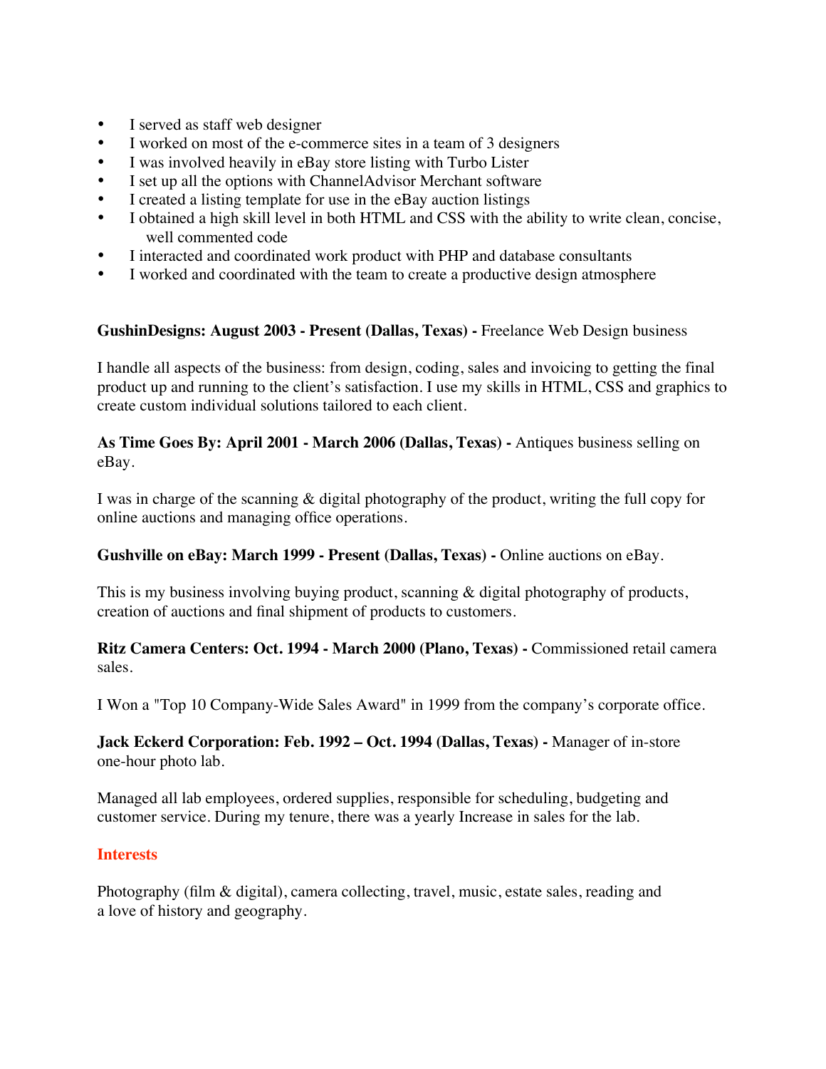- I served as staff web designer
- I worked on most of the e-commerce sites in a team of 3 designers
- I was involved heavily in eBay store listing with Turbo Lister
- I set up all the options with ChannelAdvisor Merchant software
- I created a listing template for use in the eBay auction listings
- I obtained a high skill level in both HTML and CSS with the ability to write clean, concise, well commented code
- I interacted and coordinated work product with PHP and database consultants
- I worked and coordinated with the team to create a productive design atmosphere

**GushinDesigns: August 2003 - Present (Dallas, Texas) -** Freelance Web Design business

I handle all aspects of the business: from design, coding, sales and invoicing to getting the final product up and running to the client's satisfaction. I use my skills in HTML, CSS and graphics to create custom individual solutions tailored to each client.

**As Time Goes By: April 2001 - March 2006 (Dallas, Texas) -** Antiques business selling on eBay.

I was in charge of the scanning & digital photography of the product, writing the full copy for online auctions and managing office operations.

**Gushville on eBay: March 1999 - Present (Dallas, Texas) -** Online auctions on eBay.

This is my business involving buying product, scanning & digital photography of products, creation of auctions and final shipment of products to customers.

**Ritz Camera Centers: Oct. 1994 - March 2000 (Plano, Texas) -** Commissioned retail camera sales.

I Won a "Top 10 Company-Wide Sales Award" in 1999 from the company's corporate office.

**Jack Eckerd Corporation: Feb. 1992 – Oct. 1994 (Dallas, Texas) -** Manager of in-store one-hour photo lab.

Managed all lab employees, ordered supplies, responsible for scheduling, budgeting and customer service. During my tenure, there was a yearly Increase in sales for the lab.

## Interests

Photography (film & digital), camera collecting, travel, music, estate sales, reading and a love of history and geography.